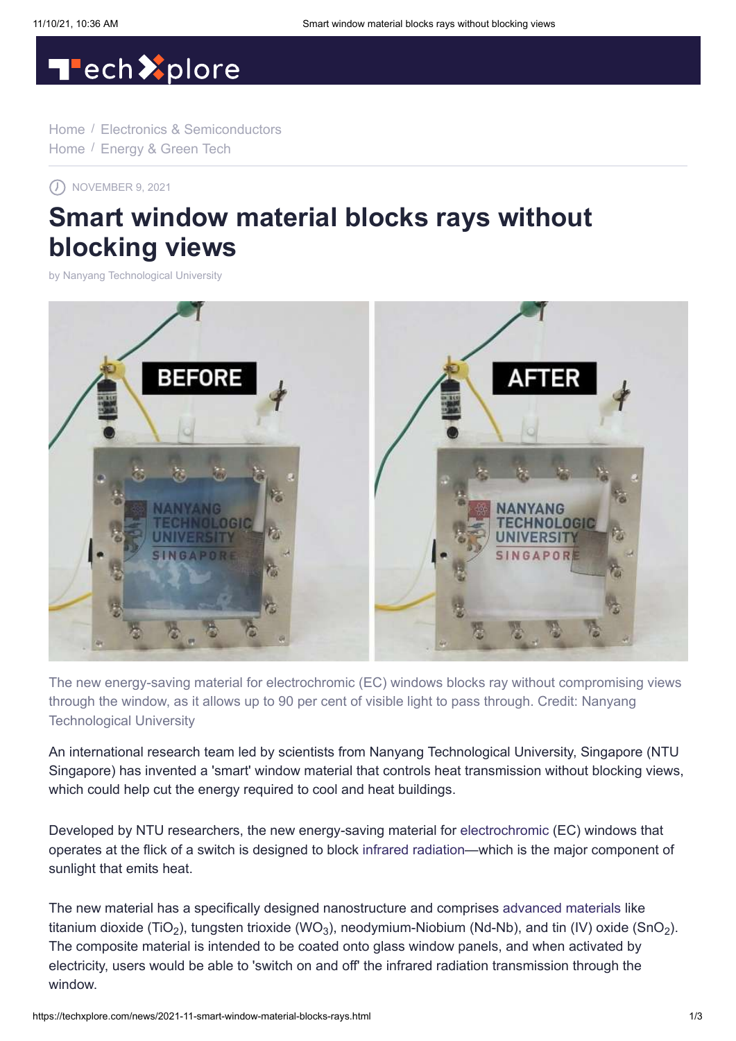Home / Electronics & Semiconductors
Home / Energy & Green Tech

NOVEMBER 9, 2021

# Smart window material blocks rays without blocking views

by Nanyang Technological University

The new energy-saving material for electrochromic (EC) windows blocks ray without compromising views through the window, as it allows up to 90 per cent of visible light to pass through. Credit: Nanyang Technological University

An international research team led by scientists from Nanyang Technological University, Singapore (NTU Singapore) has invented a 'smart' window material that controls heat transmission without blocking views, which could help cut the energy required to cool and heat buildings.

Developed by NTU researchers, the new energy-saving material for electrochromic (EC) windows that operates at the flick of a switch is designed to block infrared radiation—which is the major component of sunlight that emits heat.

The new material has a specifically designed nanostructure and comprises advanced materials like titanium dioxide ($TiO_2$), tungsten trioxide ($WO_3$), neodymium-Niobium (Nd-Nb), and tin (IV) oxide ($SnO_2$). The composite material is intended to be coated onto glass window panels, and when activated by electricity, users would be able to 'switch on and off' the infrared radiation transmission through the window.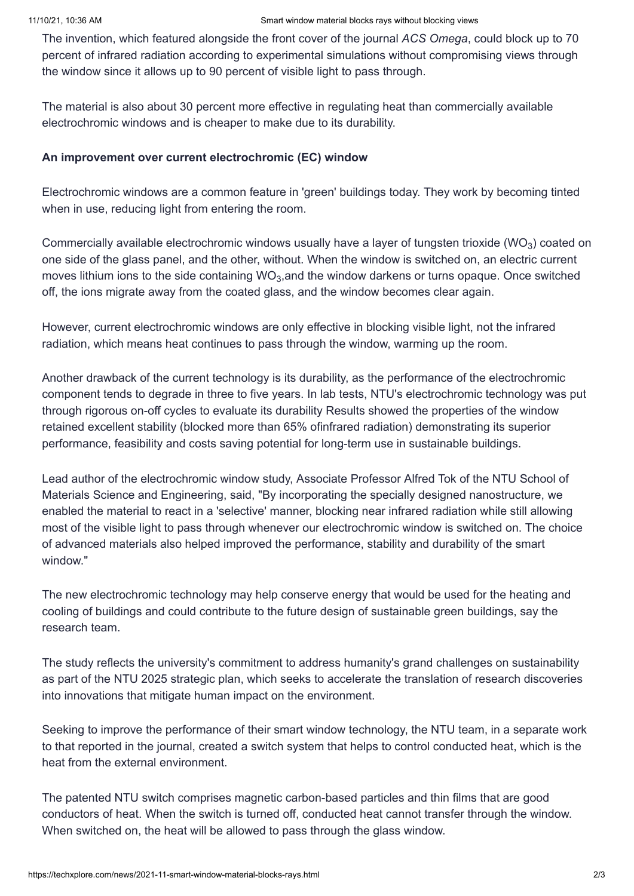The invention, which featured alongside the front cover of the journal *ACS Omega*, could block up to 70 percent of infrared radiation according to experimental simulations without compromising views through the window since it allows up to 90 percent of visible light to pass through.

The material is also about 30 percent more effective in regulating heat than commercially available electrochromic windows and is cheaper to make due to its durability.

**An improvement over current electrochromic (EC) window**

Electrochromic windows are a common feature in 'green' buildings today. They work by becoming tinted when in use, reducing light from entering the room.

Commercially available electrochromic windows usually have a layer of tungsten trioxide ($WO_3$) coated on one side of the glass panel, and the other, without. When the window is switched on, an electric current moves lithium ions to the side containing $WO_3$,and the window darkens or turns opaque. Once switched off, the ions migrate away from the coated glass, and the window becomes clear again.

However, current electrochromic windows are only effective in blocking visible light, not the infrared radiation, which means heat continues to pass through the window, warming up the room.

Another drawback of the current technology is its durability, as the performance of the electrochromic component tends to degrade in three to five years. In lab tests, NTU's electrochromic technology was put through rigorous on-off cycles to evaluate its durability Results showed the properties of the window retained excellent stability (blocked more than 65% ofinfrared radiation) demonstrating its superior performance, feasibility and costs saving potential for long-term use in sustainable buildings.

Lead author of the electrochromic window study, Associate Professor Alfred Tok of the NTU School of Materials Science and Engineering, said, "By incorporating the specially designed nanostructure, we enabled the material to react in a 'selective' manner, blocking near infrared radiation while still allowing most of the visible light to pass through whenever our electrochromic window is switched on. The choice of advanced materials also helped improved the performance, stability and durability of the smart window."

The new electrochromic technology may help conserve energy that would be used for the heating and cooling of buildings and could contribute to the future design of sustainable green buildings, say the research team.

The study reflects the university's commitment to address humanity's grand challenges on sustainability as part of the NTU 2025 strategic plan, which seeks to accelerate the translation of research discoveries into innovations that mitigate human impact on the environment.

Seeking to improve the performance of their smart window technology, the NTU team, in a separate work to that reported in the journal, created a switch system that helps to control conducted heat, which is the heat from the external environment.

The patented NTU switch comprises magnetic carbon-based particles and thin films that are good conductors of heat. When the switch is turned off, conducted heat cannot transfer through the window. When switched on, the heat will be allowed to pass through the glass window.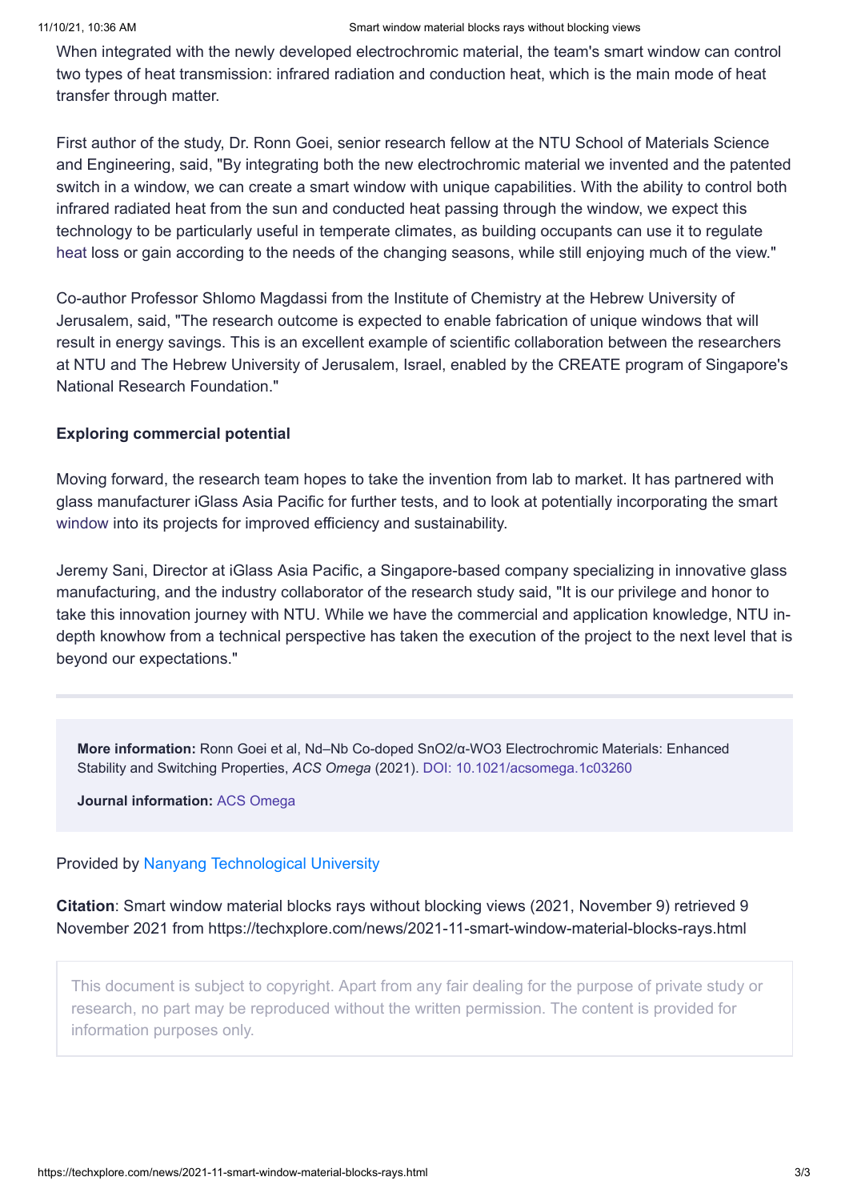When integrated with the newly developed electrochromic material, the team's smart window can control two types of heat transmission: infrared radiation and conduction heat, which is the main mode of heat transfer through matter.

First author of the study, Dr. Ronn Goei, senior research fellow at the NTU School of Materials Science and Engineering, said, "By integrating both the new electrochromic material we invented and the patented switch in a window, we can create a smart window with unique capabilities. With the ability to control both infrared radiated heat from the sun and conducted heat passing through the window, we expect this technology to be particularly useful in temperate climates, as building occupants can use it to regulate heat loss or gain according to the needs of the changing seasons, while still enjoying much of the view."

Co-author Professor Shlomo Magdassi from the Institute of Chemistry at the Hebrew University of Jerusalem, said, "The research outcome is expected to enable fabrication of unique windows that will result in energy savings. This is an excellent example of scientific collaboration between the researchers at NTU and The Hebrew University of Jerusalem, Israel, enabled by the CREATE program of Singapore's National Research Foundation."

**Exploring commercial potential**

Moving forward, the research team hopes to take the invention from lab to market. It has partnered with glass manufacturer iGlass Asia Pacific for further tests, and to look at potentially incorporating the smart window into its projects for improved efficiency and sustainability.

Jeremy Sani, Director at iGlass Asia Pacific, a Singapore-based company specializing in innovative glass manufacturing, and the industry collaborator of the research study said, "It is our privilege and honor to take this innovation journey with NTU. While we have the commercial and application knowledge, NTU in-depth knowhow from a technical perspective has taken the execution of the project to the next level that is beyond our expectations."

---

**More information:** Ronn Goei et al, Nd–Nb Co-doped $SnO_2$/α-$WO_3$ Electrochromic Materials: Enhanced Stability and Switching Properties, *ACS Omega* (2021). DOI: 10.1021/acsomega.1c03260

**Journal information:** ACS Omega

Provided by Nanyang Technological University

**Citation**: Smart window material blocks rays without blocking views (2021, November 9) retrieved 9 November 2021 from https://techxplore.com/news/2021-11-smart-window-material-blocks-rays.html

This document is subject to copyright. Apart from any fair dealing for the purpose of private study or research, no part may be reproduced without the written permission. The content is provided for information purposes only.